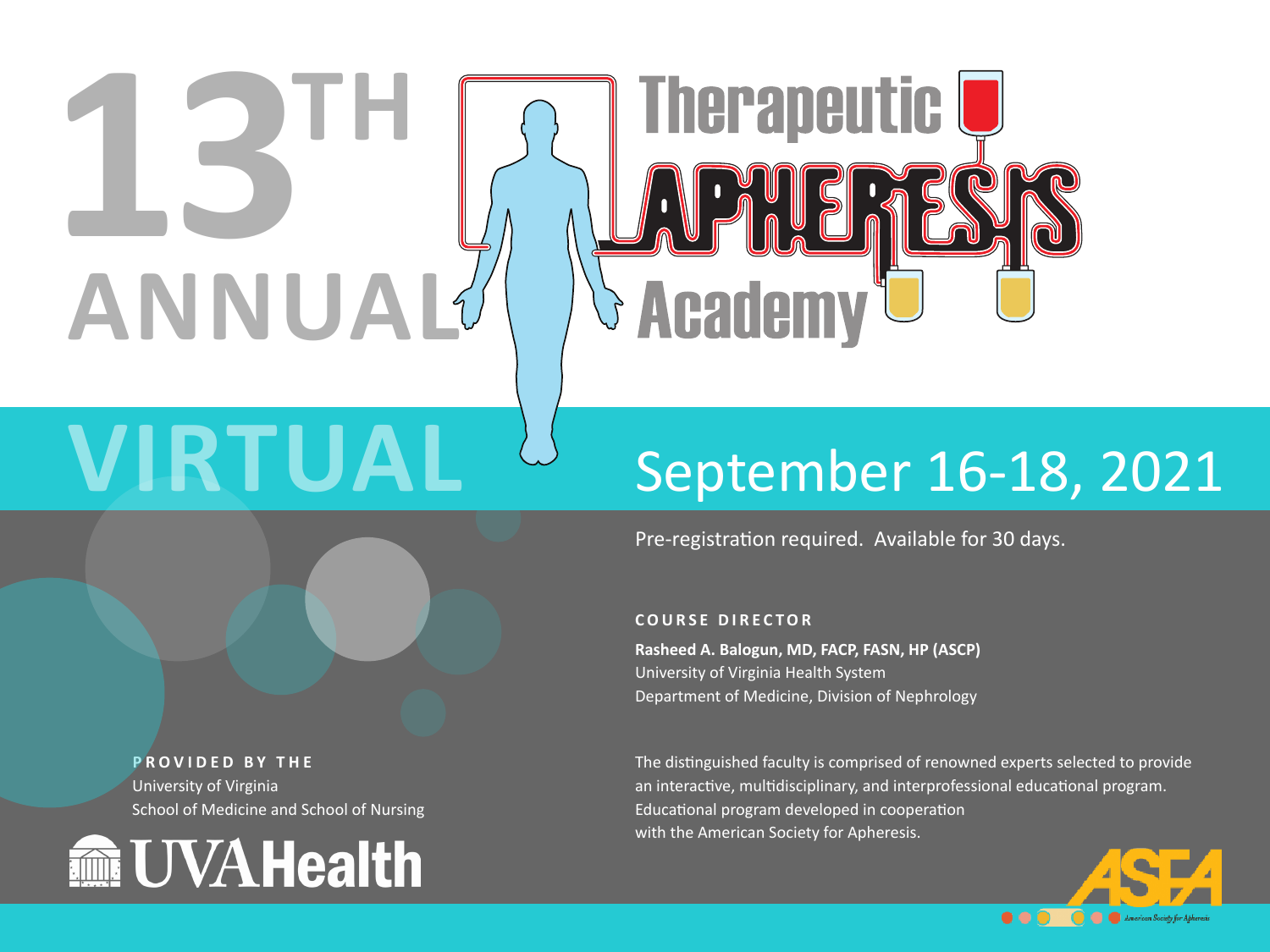# 13TH ANNUAL Therapeutic APHERESIS Academy

## VIRTUAL

## September 16-18, 2021

Pre-registration required. Available for 30 days.

**COURSE DIRECTOR**

**Rasheed A. Balogun, MD, FACP, FASN, HP (ASCP)**
University of Virginia Health System
Department of Medicine, Division of Nephrology

**PROVIDED BY THE**
University of Virginia
School of Medicine and School of Nursing

UVAHealth

The distinguished faculty is comprised of renowned experts selected to provide an interactive, multidisciplinary, and interprofessional educational program. Educational program developed in cooperation with the American Society for Apheresis.

ASFA
American Society for Apheresis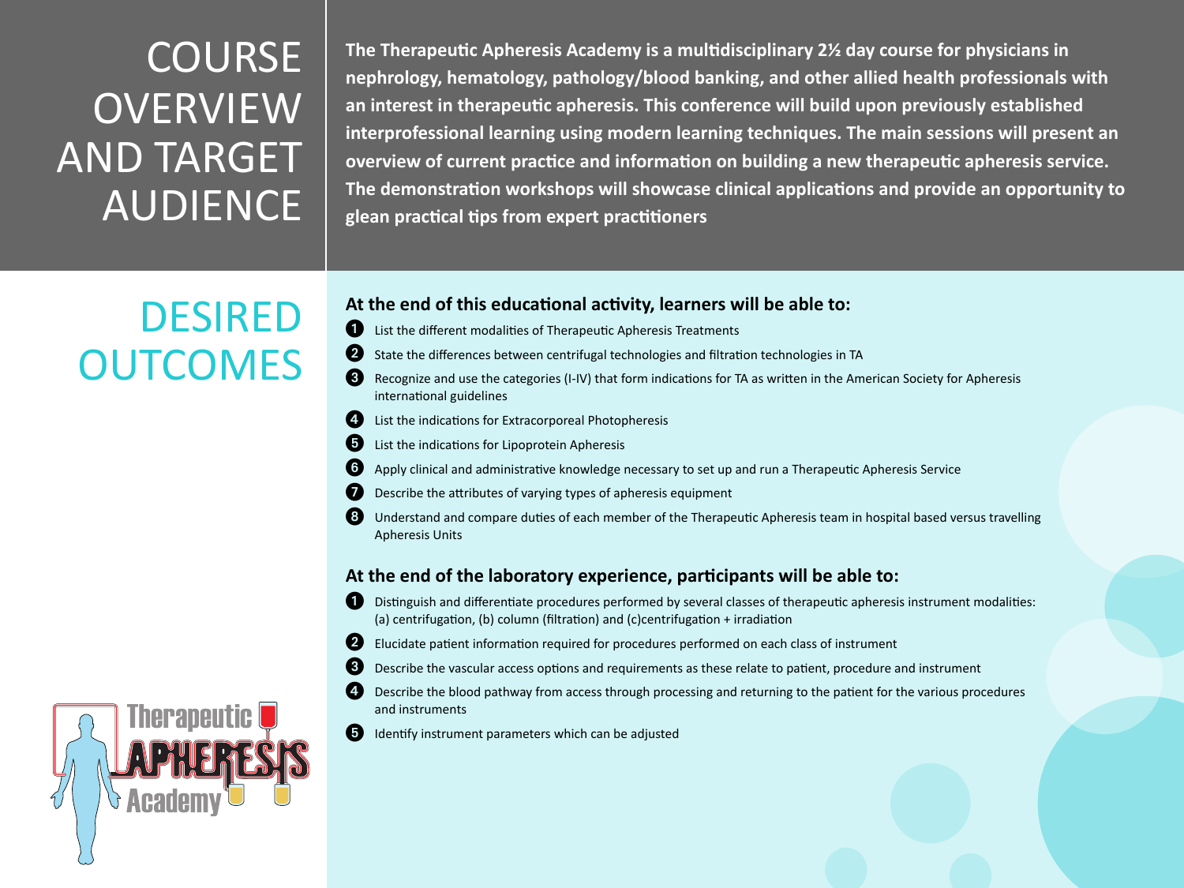# COURSE OVERVIEW AND TARGET AUDIENCE

**The Therapeutic Apheresis Academy is a multidisciplinary 2½ day course for physicians in nephrology, hematology, pathology/blood banking, and other allied health professionals with an interest in therapeutic apheresis. This conference will build upon previously established interprofessional learning using modern learning techniques. The main sessions will present an overview of current practice and information on building a new therapeutic apheresis service. The demonstration workshops will showcase clinical applications and provide an opportunity to glean practical tips from expert practitioners**

# DESIRED OUTCOMES

**At the end of this educational activity, learners will be able to:**

1. List the different modalities of Therapeutic Apheresis Treatments
2. State the differences between centrifugal technologies and filtration technologies in TA
3. Recognize and use the categories (I-IV) that form indications for TA as written in the American Society for Apheresis international guidelines
4. List the indications for Extracorporeal Photopheresis
5. List the indications for Lipoprotein Apheresis
6. Apply clinical and administrative knowledge necessary to set up and run a Therapeutic Apheresis Service
7. Describe the attributes of varying types of apheresis equipment
8. Understand and compare duties of each member of the Therapeutic Apheresis team in hospital based versus travelling Apheresis Units

**At the end of the laboratory experience, participants will be able to:**

1. Distinguish and differentiate procedures performed by several classes of therapeutic apheresis instrument modalities: (a) centrifugation, (b) column (filtration) and (c)centrifugation + irradiation
2. Elucidate patient information required for procedures performed on each class of instrument
3. Describe the vascular access options and requirements as these relate to patient, procedure and instrument
4. Describe the blood pathway from access through processing and returning to the patient for the various procedures and instruments
5. Identify instrument parameters which can be adjusted

Therapeutic APHERESIS Academy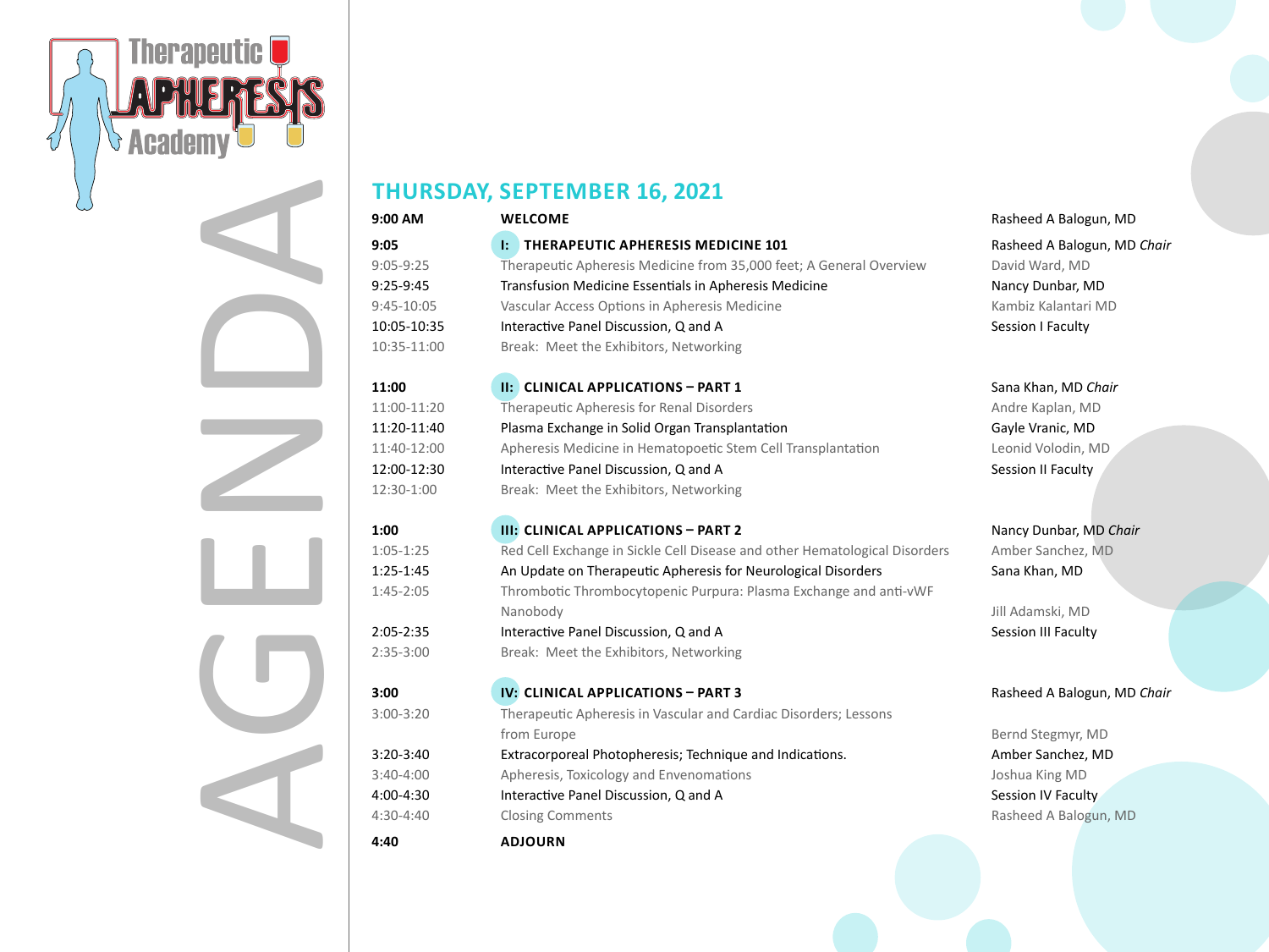Therapeutic APHERESIS Academy

# AGENDA

## THURSDAY, SEPTEMBER 16, 2021

| Time | Session | Faculty |
|---|---|---|
| **9:00 AM** | **WELCOME** | Rasheed A Balogun, MD |
| **9:05** | **I: THERAPEUTIC APHERESIS MEDICINE 101** | Rasheed A Balogun, MD *Chair* |
| 9:05-9:25 | Therapeutic Apheresis Medicine from 35,000 feet; A General Overview | David Ward, MD |
| 9:25-9:45 | Transfusion Medicine Essentials in Apheresis Medicine | Nancy Dunbar, MD |
| 9:45-10:05 | Vascular Access Options in Apheresis Medicine | Kambiz Kalantari MD |
| 10:05-10:35 | Interactive Panel Discussion, Q and A | Session I Faculty |
| 10:35-11:00 | Break: Meet the Exhibitors, Networking | |
| **11:00** | **II: CLINICAL APPLICATIONS – PART 1** | Sana Khan, MD *Chair* |
| 11:00-11:20 | Therapeutic Apheresis for Renal Disorders | Andre Kaplan, MD |
| 11:20-11:40 | Plasma Exchange in Solid Organ Transplantation | Gayle Vranic, MD |
| 11:40-12:00 | Apheresis Medicine in Hematopoetic Stem Cell Transplantation | Leonid Volodin, MD |
| 12:00-12:30 | Interactive Panel Discussion, Q and A | Session II Faculty |
| 12:30-1:00 | Break: Meet the Exhibitors, Networking | |
| **1:00** | **III: CLINICAL APPLICATIONS – PART 2** | Nancy Dunbar, MD *Chair* |
| 1:05-1:25 | Red Cell Exchange in Sickle Cell Disease and other Hematological Disorders | Amber Sanchez, MD |
| 1:25-1:45 | An Update on Therapeutic Apheresis for Neurological Disorders | Sana Khan, MD |
| 1:45-2:05 | Thrombotic Thrombocytopenic Purpura: Plasma Exchange and anti-vWF Nanobody | Jill Adamski, MD |
| 2:05-2:35 | Interactive Panel Discussion, Q and A | Session III Faculty |
| 2:35-3:00 | Break: Meet the Exhibitors, Networking | |
| **3:00** | **IV: CLINICAL APPLICATIONS – PART 3** | Rasheed A Balogun, MD *Chair* |
| 3:00-3:20 | Therapeutic Apheresis in Vascular and Cardiac Disorders; Lessons from Europe | Bernd Stegmyr, MD |
| 3:20-3:40 | Extracorporeal Photopheresis; Technique and Indications. | Amber Sanchez, MD |
| 3:40-4:00 | Apheresis, Toxicology and Envenomations | Joshua King MD |
| 4:00-4:30 | Interactive Panel Discussion, Q and A | Session IV Faculty |
| 4:30-4:40 | Closing Comments | Rasheed A Balogun, MD |
| **4:40** | **ADJOURN** | |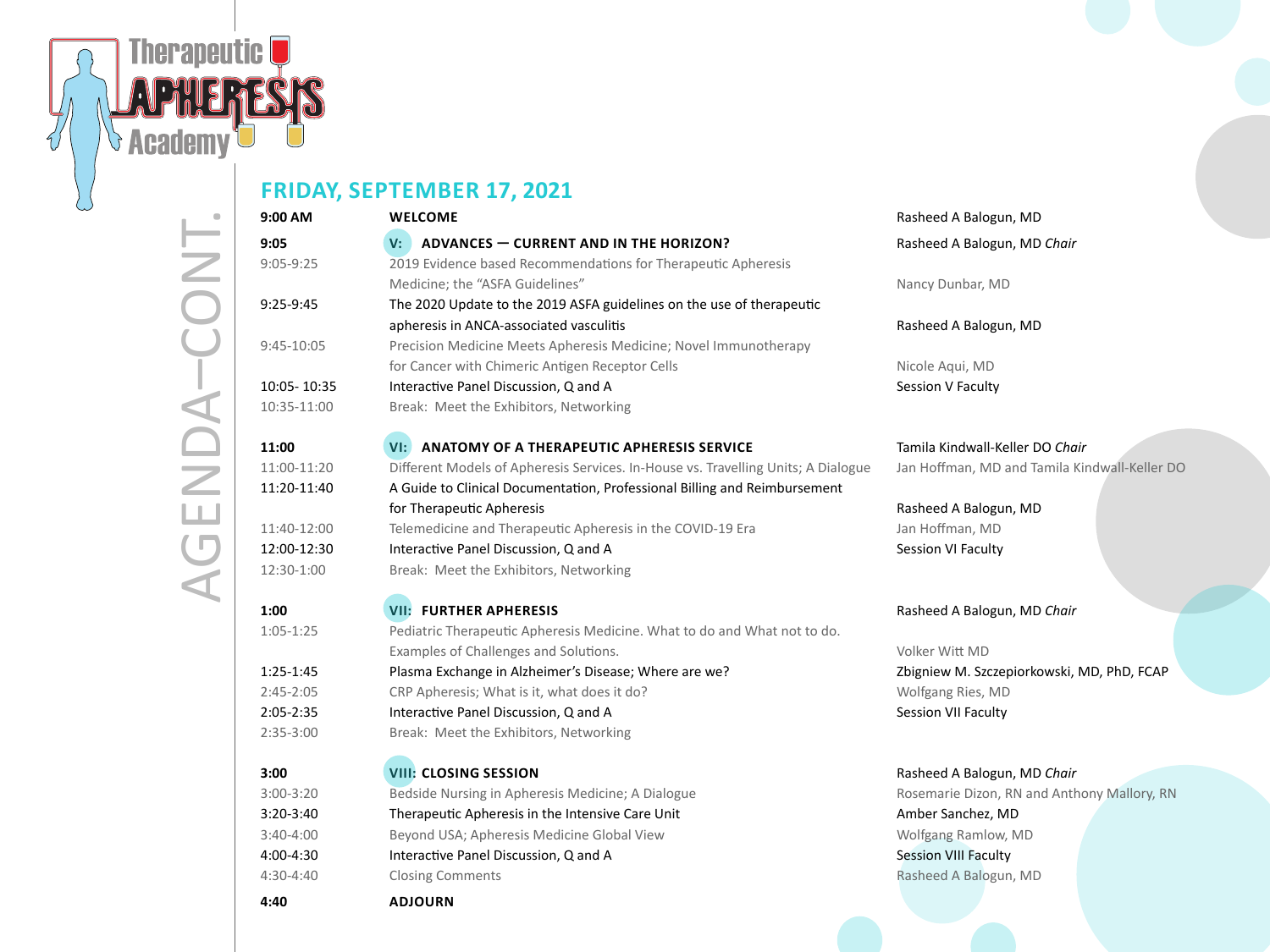# AGENDA–CONT.

## FRIDAY, SEPTEMBER 17, 2021

| Time | Session | Speaker |
|---|---|---|
| **9:00 AM** | **WELCOME** | Rasheed A Balogun, MD |
| **9:05** | **V: ADVANCES — CURRENT AND IN THE HORIZON?** | Rasheed A Balogun, MD *Chair* |
| 9:05-9:25 | 2019 Evidence based Recommendations for Therapeutic Apheresis Medicine; the "ASFA Guidelines" | Nancy Dunbar, MD |
| 9:25-9:45 | The 2020 Update to the 2019 ASFA guidelines on the use of therapeutic apheresis in ANCA-associated vasculitis | Rasheed A Balogun, MD |
| 9:45-10:05 | Precision Medicine Meets Apheresis Medicine; Novel Immunotherapy for Cancer with Chimeric Antigen Receptor Cells | Nicole Aqui, MD |
| 10:05- 10:35 | Interactive Panel Discussion, Q and A | Session V Faculty |
| 10:35-11:00 | Break: Meet the Exhibitors, Networking | |
| **11:00** | **VI: ANATOMY OF A THERAPEUTIC APHERESIS SERVICE** | Tamila Kindwall-Keller DO *Chair* |
| 11:00-11:20 | Different Models of Apheresis Services. In-House vs. Travelling Units; A Dialogue | Jan Hoffman, MD and Tamila Kindwall-Keller DO |
| 11:20-11:40 | A Guide to Clinical Documentation, Professional Billing and Reimbursement for Therapeutic Apheresis | Rasheed A Balogun, MD |
| 11:40-12:00 | Telemedicine and Therapeutic Apheresis in the COVID-19 Era | Jan Hoffman, MD |
| 12:00-12:30 | Interactive Panel Discussion, Q and A | Session VI Faculty |
| 12:30-1:00 | Break: Meet the Exhibitors, Networking | |
| **1:00** | **VII: FURTHER APHERESIS** | Rasheed A Balogun, MD *Chair* |
| 1:05-1:25 | Pediatric Therapeutic Apheresis Medicine. What to do and What not to do. Examples of Challenges and Solutions. | Volker Witt MD |
| 1:25-1:45 | Plasma Exchange in Alzheimer's Disease; Where are we? | Zbigniew M. Szczepiorkowski, MD, PhD, FCAP |
| 2:45-2:05 | CRP Apheresis; What is it, what does it do? | Wolfgang Ries, MD |
| 2:05-2:35 | Interactive Panel Discussion, Q and A | Session VII Faculty |
| 2:35-3:00 | Break: Meet the Exhibitors, Networking | |
| **3:00** | **VIII: CLOSING SESSION** | Rasheed A Balogun, MD *Chair* |
| 3:00-3:20 | Bedside Nursing in Apheresis Medicine; A Dialogue | Rosemarie Dizon, RN and Anthony Mallory, RN |
| 3:20-3:40 | Therapeutic Apheresis in the Intensive Care Unit | Amber Sanchez, MD |
| 3:40-4:00 | Beyond USA; Apheresis Medicine Global View | Wolfgang Ramlow, MD |
| 4:00-4:30 | Interactive Panel Discussion, Q and A | Session VIII Faculty |
| 4:30-4:40 | Closing Comments | Rasheed A Balogun, MD |
| **4:40** | **ADJOURN** | |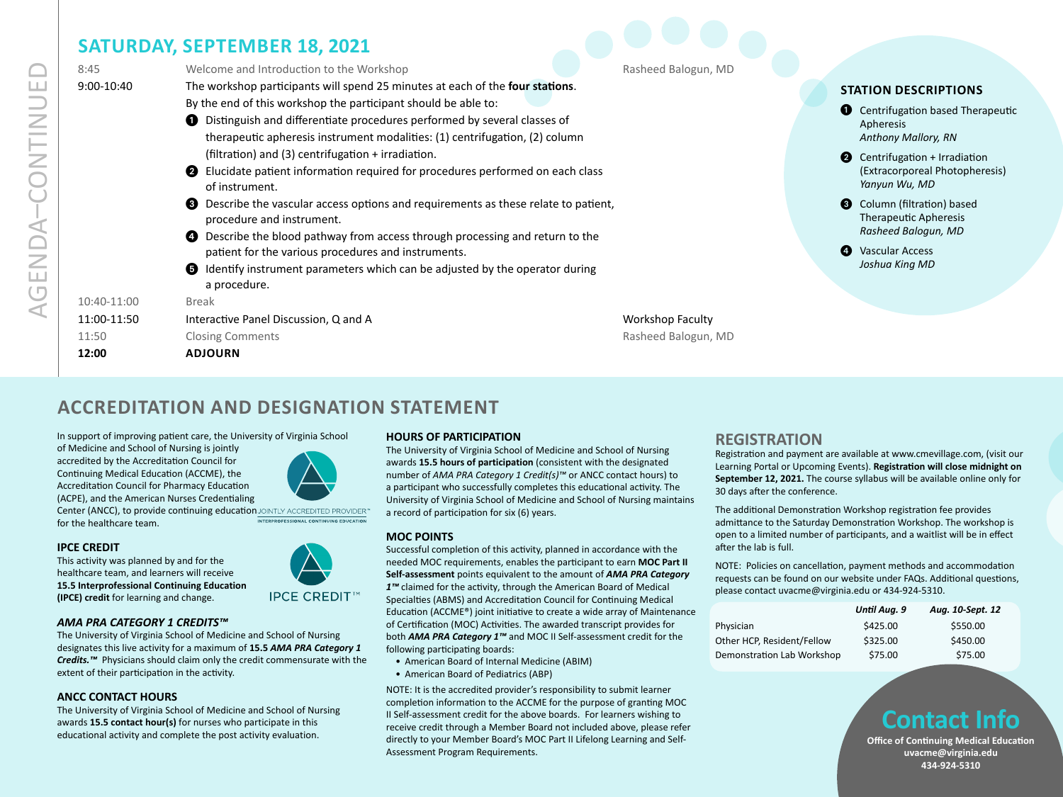# AGENDA–CONTINUED

## SATURDAY, SEPTEMBER 18, 2021

| Time | Session | Speaker |
|---|---|---|
| 8:45 | Welcome and Introduction to the Workshop | Rasheed Balogun, MD |
| 9:00-10:40 | The workshop participants will spend 25 minutes at each of the **four stations**. By the end of this workshop the participant should be able to: | |
| 10:40-11:00 | Break | |
| 11:00-11:50 | Interactive Panel Discussion, Q and A | Workshop Faculty |
| 11:50 | Closing Comments | Rasheed Balogun, MD |
| **12:00** | **ADJOURN** | |

Learning objectives (9:00-10:40):

1. Distinguish and differentiate procedures performed by several classes of therapeutic apheresis instrument modalities: (1) centrifugation, (2) column (filtration) and (3) centrifugation + irradiation.
2. Elucidate patient information required for procedures performed on each class of instrument.
3. Describe the vascular access options and requirements as these relate to patient, procedure and instrument.
4. Describe the blood pathway from access through processing and return to the patient for the various procedures and instruments.
5. Identify instrument parameters which can be adjusted by the operator during a procedure.

### STATION DESCRIPTIONS

1. Centrifugation based Therapeutic Apheresis
   *Anthony Mallory, RN*
2. Centrifugation + Irradiation (Extracorporeal Photopheresis)
   *Yanyun Wu, MD*
3. Column (filtration) based Therapeutic Apheresis
   *Rasheed Balogun, MD*
4. Vascular Access
   *Joshua King MD*

## ACCREDITATION AND DESIGNATION STATEMENT

In support of improving patient care, the University of Virginia School of Medicine and School of Nursing is jointly accredited by the Accreditation Council for Continuing Medical Education (ACCME), the Accreditation Council for Pharmacy Education (ACPE), and the American Nurses Credentialing Center (ANCC), to provide continuing education for the healthcare team.

JOINTLY ACCREDITED PROVIDER™
INTERPROFESSIONAL CONTINUING EDUCATION

### IPCE CREDIT

This activity was planned by and for the healthcare team, and learners will receive **15.5 Interprofessional Continuing Education (IPCE) credit** for learning and change.

IPCE CREDIT™

### *AMA PRA CATEGORY 1 CREDITS™*

The University of Virginia School of Medicine and School of Nursing designates this live activity for a maximum of **15.5 *AMA PRA Category 1 Credits.™*** Physicians should claim only the credit commensurate with the extent of their participation in the activity.

### ANCC CONTACT HOURS

The University of Virginia School of Medicine and School of Nursing awards **15.5 contact hour(s)** for nurses who participate in this educational activity and complete the post activity evaluation.

### HOURS OF PARTICIPATION

The University of Virginia School of Medicine and School of Nursing awards **15.5 hours of participation** (consistent with the designated number of *AMA PRA Category 1 Credit(s)™* or ANCC contact hours) to a participant who successfully completes this educational activity. The University of Virginia School of Medicine and School of Nursing maintains a record of participation for six (6) years.

### MOC POINTS

Successful completion of this activity, planned in accordance with the needed MOC requirements, enables the participant to earn **MOC Part II Self-assessment** points equivalent to the amount of ***AMA PRA Category 1™*** claimed for the activity, through the American Board of Medical Specialties (ABMS) and Accreditation Council for Continuing Medical Education (ACCME®) joint initiative to create a wide array of Maintenance of Certification (MOC) Activities. The awarded transcript provides for both ***AMA PRA Category 1™*** and MOC II Self-assessment credit for the following participating boards:

- American Board of Internal Medicine (ABIM)
- American Board of Pediatrics (ABP)

NOTE: It is the accredited provider's responsibility to submit learner completion information to the ACCME for the purpose of granting MOC II Self-assessment credit for the above boards. For learners wishing to receive credit through a Member Board not included above, please refer directly to your Member Board's MOC Part II Lifelong Learning and Self-Assessment Program Requirements.

## REGISTRATION

Registration and payment are available at www.cmevillage.com, (visit our Learning Portal or Upcoming Events). **Registration will close midnight on September 12, 2021.** The course syllabus will be available online only for 30 days after the conference.

The additional Demonstration Workshop registration fee provides admittance to the Saturday Demonstration Workshop. The workshop is open to a limited number of participants, and a waitlist will be in effect after the lab is full.

NOTE: Policies on cancellation, payment methods and accommodation requests can be found on our website under FAQs. Additional questions, please contact uvacme@virginia.edu or 434-924-5310.

| | *Until Aug. 9* | *Aug. 10-Sept. 12* |
|---|---|---|
| Physician | $425.00 | $550.00 |
| Other HCP, Resident/Fellow | $325.00 | $450.00 |
| Demonstration Lab Workshop | $75.00 | $75.00 |

## Contact Info

**Office of Continuing Medical Education**
**uvacme@virginia.edu**
**434-924-5310**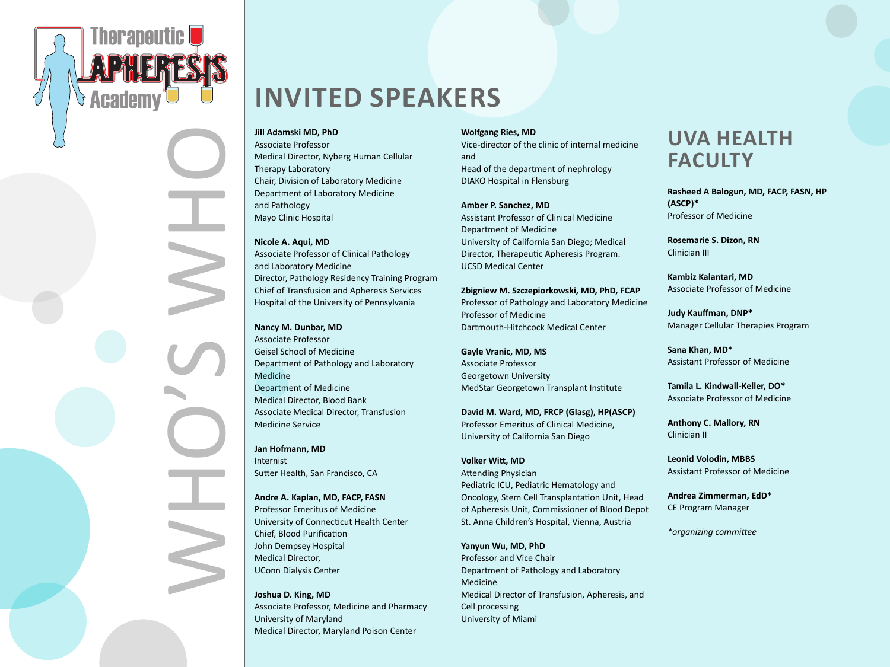Therapeutic APHERESIS Academy

WHO'S WHO

# INVITED SPEAKERS

**Jill Adamski MD, PhD**
Associate Professor
Medical Director, Nyberg Human Cellular Therapy Laboratory
Chair, Division of Laboratory Medicine
Department of Laboratory Medicine and Pathology
Mayo Clinic Hospital

**Nicole A. Aqui, MD**
Associate Professor of Clinical Pathology and Laboratory Medicine
Director, Pathology Residency Training Program
Chief of Transfusion and Apheresis Services
Hospital of the University of Pennsylvania

**Nancy M. Dunbar, MD**
Associate Professor
Geisel School of Medicine
Department of Pathology and Laboratory Medicine
Department of Medicine
Medical Director, Blood Bank
Associate Medical Director, Transfusion Medicine Service

**Jan Hofmann, MD**
Internist
Sutter Health, San Francisco, CA

**Andre A. Kaplan, MD, FACP, FASN**
Professor Emeritus of Medicine
University of Connecticut Health Center
Chief, Blood Purification
John Dempsey Hospital
Medical Director,
UConn Dialysis Center

**Joshua D. King, MD**
Associate Professor, Medicine and Pharmacy
University of Maryland
Medical Director, Maryland Poison Center

**Wolfgang Ries, MD**
Vice-director of the clinic of internal medicine and
Head of the department of nephrology
DIAKO Hospital in Flensburg

**Amber P. Sanchez, MD**
Assistant Professor of Clinical Medicine
Department of Medicine
University of California San Diego; Medical Director, Therapeutic Apheresis Program.
UCSD Medical Center

**Zbigniew M. Szczepiorkowski, MD, PhD, FCAP**
Professor of Pathology and Laboratory Medicine
Professor of Medicine
Dartmouth-Hitchcock Medical Center

**Gayle Vranic, MD, MS**
Associate Professor
Georgetown University
MedStar Georgetown Transplant Institute

**David M. Ward, MD, FRCP (Glasg), HP(ASCP)**
Professor Emeritus of Clinical Medicine,
University of California San Diego

**Volker Witt, MD**
Attending Physician
Pediatric ICU, Pediatric Hematology and Oncology, Stem Cell Transplantation Unit, Head of Apheresis Unit, Commissioner of Blood Depot
St. Anna Children's Hospital, Vienna, Austria

**Yanyun Wu, MD, PhD**
Professor and Vice Chair
Department of Pathology and Laboratory Medicine
Medical Director of Transfusion, Apheresis, and Cell processing
University of Miami

# UVA HEALTH FACULTY

**Rasheed A Balogun, MD, FACP, FASN, HP (ASCP)***
Professor of Medicine

**Rosemarie S. Dizon, RN**
Clinician III

**Kambiz Kalantari, MD**
Associate Professor of Medicine

**Judy Kauffman, DNP***
Manager Cellular Therapies Program

**Sana Khan, MD***
Assistant Professor of Medicine

**Tamila L. Kindwall-Keller, DO***
Associate Professor of Medicine

**Anthony C. Mallory, RN**
Clinician II

**Leonid Volodin, MBBS**
Assistant Professor of Medicine

**Andrea Zimmerman, EdD***
CE Program Manager

*\*organizing committee*